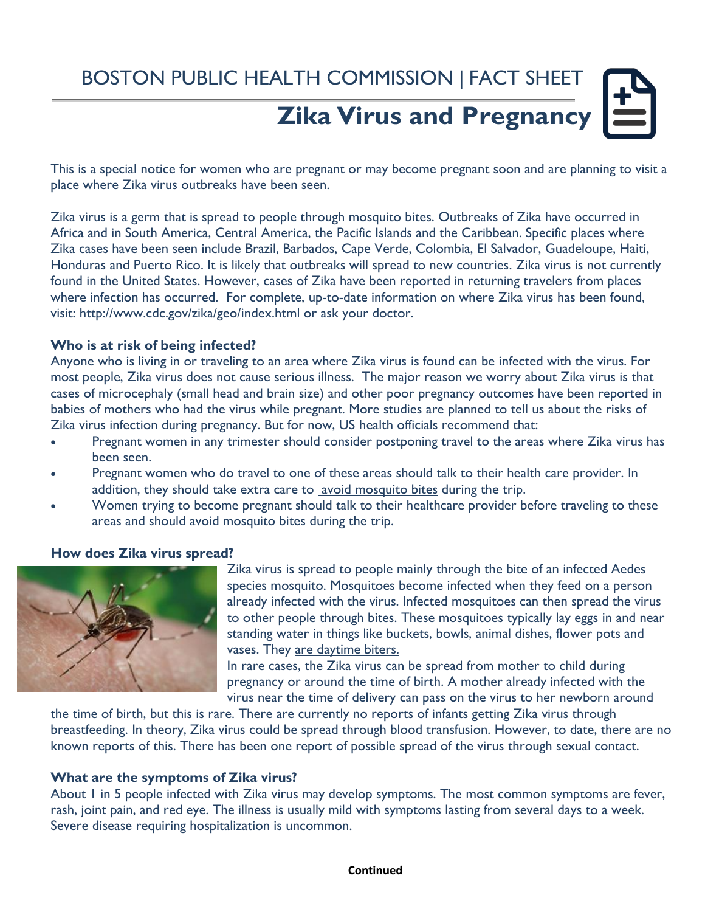BOSTON PUBLIC HEALTH COMMISSION | FACT SHEET

# Zika Virus and Pregnancy

This is a special notice for women who are pregnant or may become pregnant soon and are planning to visit a place where Zika virus outbreaks have been seen.

Zika virus is a germ that is spread to people through mosquito bites. Outbreaks of Zika have occurred in Africa and in South America, Central America, the Pacific Islands and the Caribbean. Specific places where Zika cases have been seen include Brazil, Barbados, Cape Verde, Colombia, El Salvador, Guadeloupe, Haiti, Honduras and Puerto Rico. It is likely that outbreaks will spread to new countries. Zika virus is not currently found in the United States. However, cases of Zika have been reported in returning travelers from places where infection has occurred. For complete, up-to-date information on where Zika virus has been found, visit: http://www.cdc.gov/zika/geo/index.html or ask your doctor.

### Who is at risk of being infected?

Anyone who is living in or traveling to an area where Zika virus is found can be infected with the virus. For most people, Zika virus does not cause serious illness. The major reason we worry about Zika virus is that cases of microcephaly (small head and brain size) and other poor pregnancy outcomes have been reported in babies of mothers who had the virus while pregnant. More studies are planned to tell us about the risks of Zika virus infection during pregnancy. But for now, US health officials recommend that:

- Pregnant women in any trimester should consider postponing travel to the areas where Zika virus has been seen.
- Pregnant women who do travel to one of these areas should talk to their health care provider. In addition, they should take extra care to avoid mosquito bites during the trip.
- Women trying to become pregnant should talk to their healthcare provider before traveling to these areas and should avoid mosquito bites during the trip.

### How does Zika virus spread?

Zika virus is spread to people mainly through the bite of an infected Aedes species mosquito. Mosquitoes become infected when they feed on a person already infected with the virus. Infected mosquitoes can then spread the virus to other people through bites. These mosquitoes typically lay eggs in and near standing water in things like buckets, bowls, animal dishes, flower pots and vases. They are daytime biters.

In rare cases, the Zika virus can be spread from mother to child during pregnancy or around the time of birth. A mother already infected with the virus near the time of delivery can pass on the virus to her newborn around the time of birth, but this is rare. There are currently no reports of infants getting Zika virus through breastfeeding. In theory, Zika virus could be spread through blood transfusion. However, to date, there are no known reports of this. There has been one report of possible spread of the virus through sexual contact.

### What are the symptoms of Zika virus?

About 1 in 5 people infected with Zika virus may develop symptoms. The most common symptoms are fever, rash, joint pain, and red eye. The illness is usually mild with symptoms lasting from several days to a week. Severe disease requiring hospitalization is uncommon.

**Continued**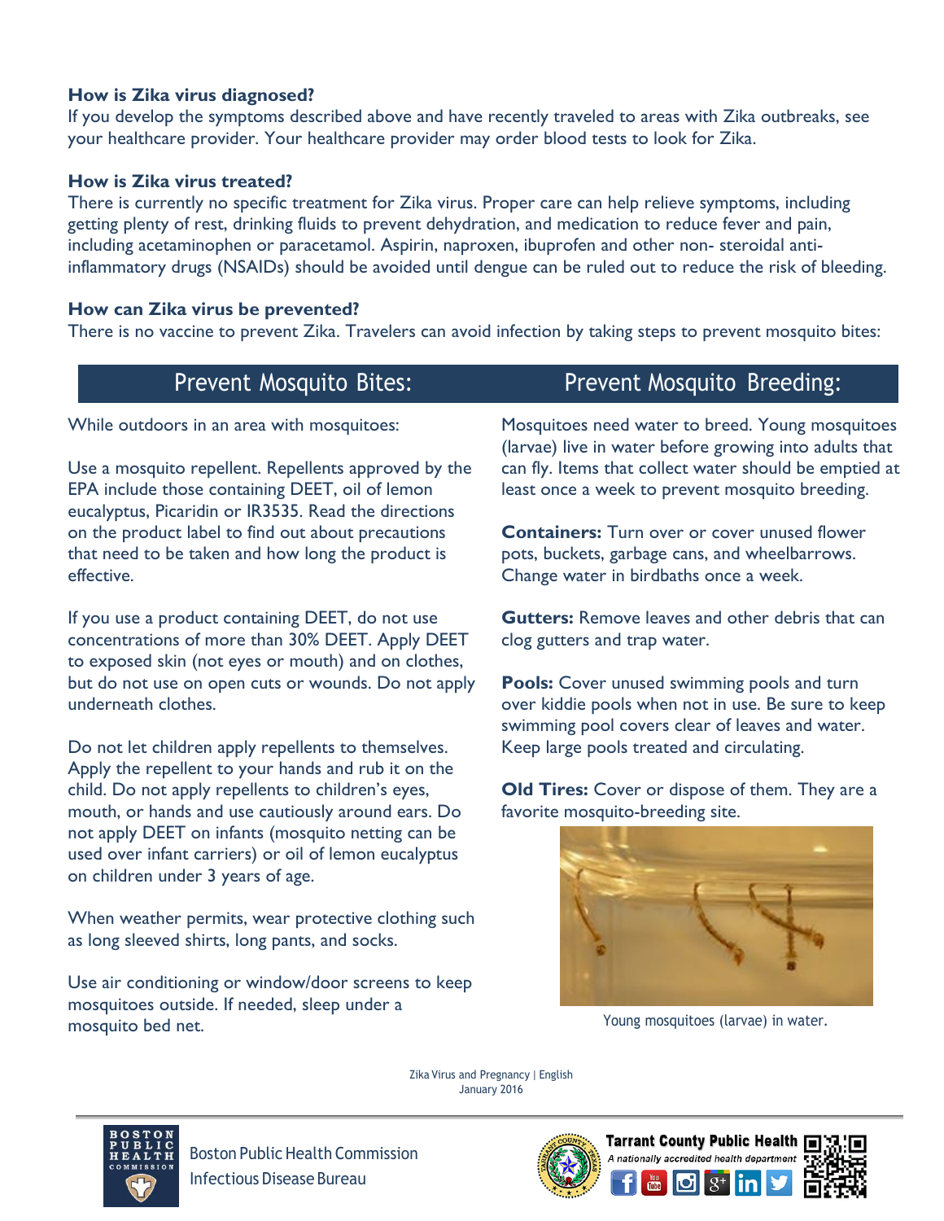### How is Zika virus diagnosed?

If you develop the symptoms described above and have recently traveled to areas with Zika outbreaks, see your healthcare provider. Your healthcare provider may order blood tests to look for Zika.

### How is Zika virus treated?

There is currently no specific treatment for Zika virus. Proper care can help relieve symptoms, including getting plenty of rest, drinking fluids to prevent dehydration, and medication to reduce fever and pain, including acetaminophen or paracetamol. Aspirin, naproxen, ibuprofen and other non- steroidal anti-inflammatory drugs (NSAIDs) should be avoided until dengue can be ruled out to reduce the risk of bleeding.

### How can Zika virus be prevented?

There is no vaccine to prevent Zika. Travelers can avoid infection by taking steps to prevent mosquito bites:

## Prevent Mosquito Bites:

While outdoors in an area with mosquitoes:

Use a mosquito repellent. Repellents approved by the EPA include those containing DEET, oil of lemon eucalyptus, Picaridin or IR3535. Read the directions on the product label to find out about precautions that need to be taken and how long the product is effective.

If you use a product containing DEET, do not use concentrations of more than 30% DEET. Apply DEET to exposed skin (not eyes or mouth) and on clothes, but do not use on open cuts or wounds. Do not apply underneath clothes.

Do not let children apply repellents to themselves. Apply the repellent to your hands and rub it on the child. Do not apply repellents to children's eyes, mouth, or hands and use cautiously around ears. Do not apply DEET on infants (mosquito netting can be used over infant carriers) or oil of lemon eucalyptus on children under 3 years of age.

When weather permits, wear protective clothing such as long sleeved shirts, long pants, and socks.

Use air conditioning or window/door screens to keep mosquitoes outside. If needed, sleep under a mosquito bed net.

## Prevent Mosquito Breeding:

Mosquitoes need water to breed. Young mosquitoes (larvae) live in water before growing into adults that can fly. Items that collect water should be emptied at least once a week to prevent mosquito breeding.

**Containers:** Turn over or cover unused flower pots, buckets, garbage cans, and wheelbarrows. Change water in birdbaths once a week.

**Gutters:** Remove leaves and other debris that can clog gutters and trap water.

**Pools:** Cover unused swimming pools and turn over kiddie pools when not in use. Be sure to keep swimming pool covers clear of leaves and water. Keep large pools treated and circulating.

**Old Tires:** Cover or dispose of them. They are a favorite mosquito-breeding site.

Young mosquitoes (larvae) in water.

Zika Virus and Pregnancy | English
January 2016

Boston Public Health Commission
Infectious Disease Bureau

Tarrant County Public Health
*A nationally accredited health department*